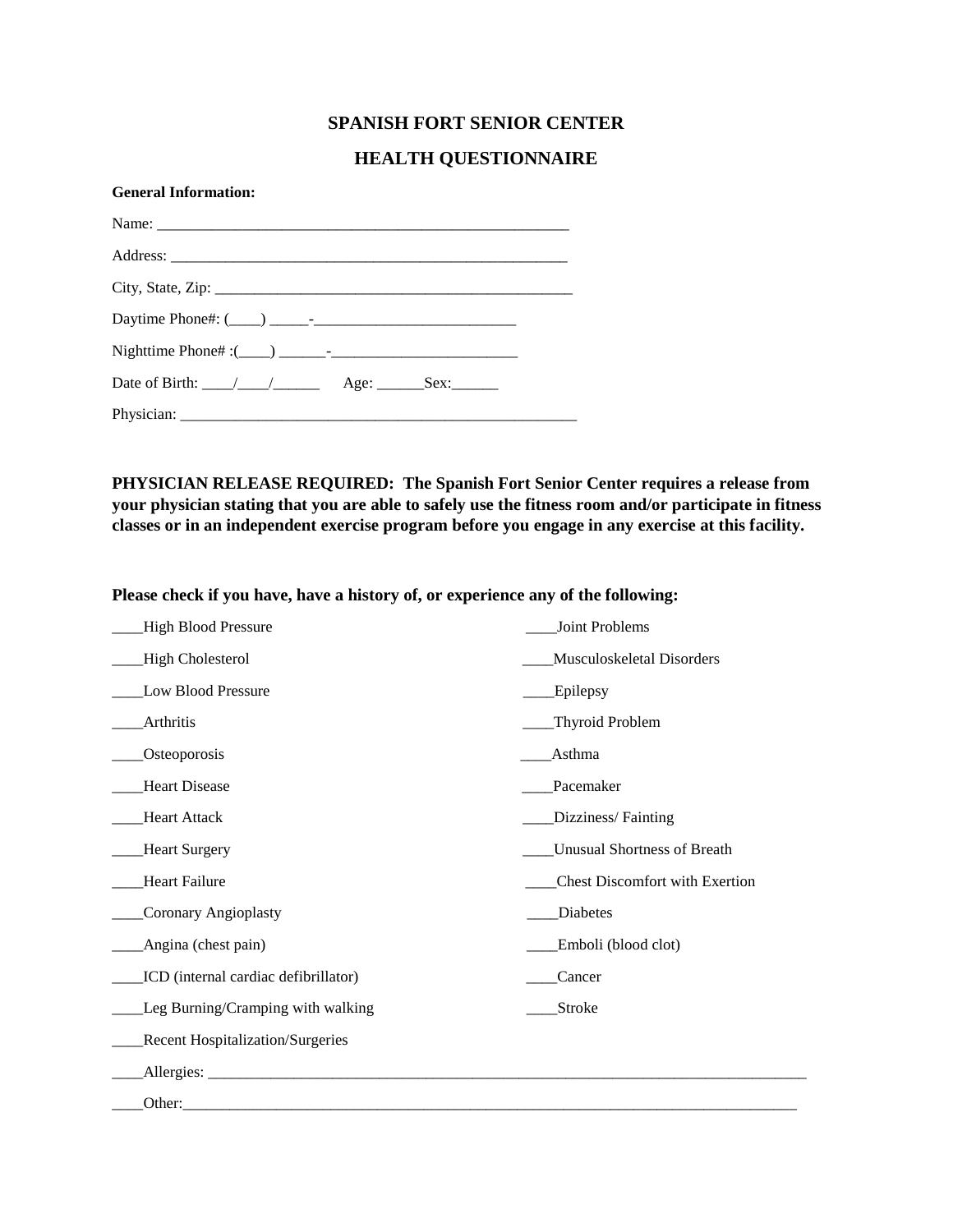# SPANISH FORT SENIOR CENTER

# HEALTH QUESTIONNAIRE

**General Information:**

Name: ______________________________________________________

Address: ____________________________________________________

City, State, Zip: _______________________________________________

Daytime Phone#: (____) _____-__________________________

Nighttime Phone# :(____) ______-________________________

Date of Birth: ____/____/______ Age: ______Sex:______

Physician: ____________________________________________________

**PHYSICIAN RELEASE REQUIRED: The Spanish Fort Senior Center requires a release from your physician stating that you are able to safely use the fitness room and/or participate in fitness classes or in an independent exercise program before you engage in any exercise at this facility.**

**Please check if you have, have a history of, or experience any of the following:**

____High Blood Pressure

____High Cholesterol

____Low Blood Pressure

____Arthritis

____Osteoporosis

____Heart Disease

____Heart Attack

____Heart Surgery

____Heart Failure

____Coronary Angioplasty

____Angina (chest pain)

____ICD (internal cardiac defibrillator)

____Leg Burning/Cramping with walking

____Recent Hospitalization/Surgeries

____Joint Problems

____Musculoskeletal Disorders

____Epilepsy

____Thyroid Problem

____Asthma

____Pacemaker

____Dizziness/ Fainting

____Unusual Shortness of Breath

____Chest Discomfort with Exertion

____Diabetes

____Emboli (blood clot)

____Cancer

____Stroke

____Allergies: ____________________________________________________________________________

____Other:______________________________________________________________________________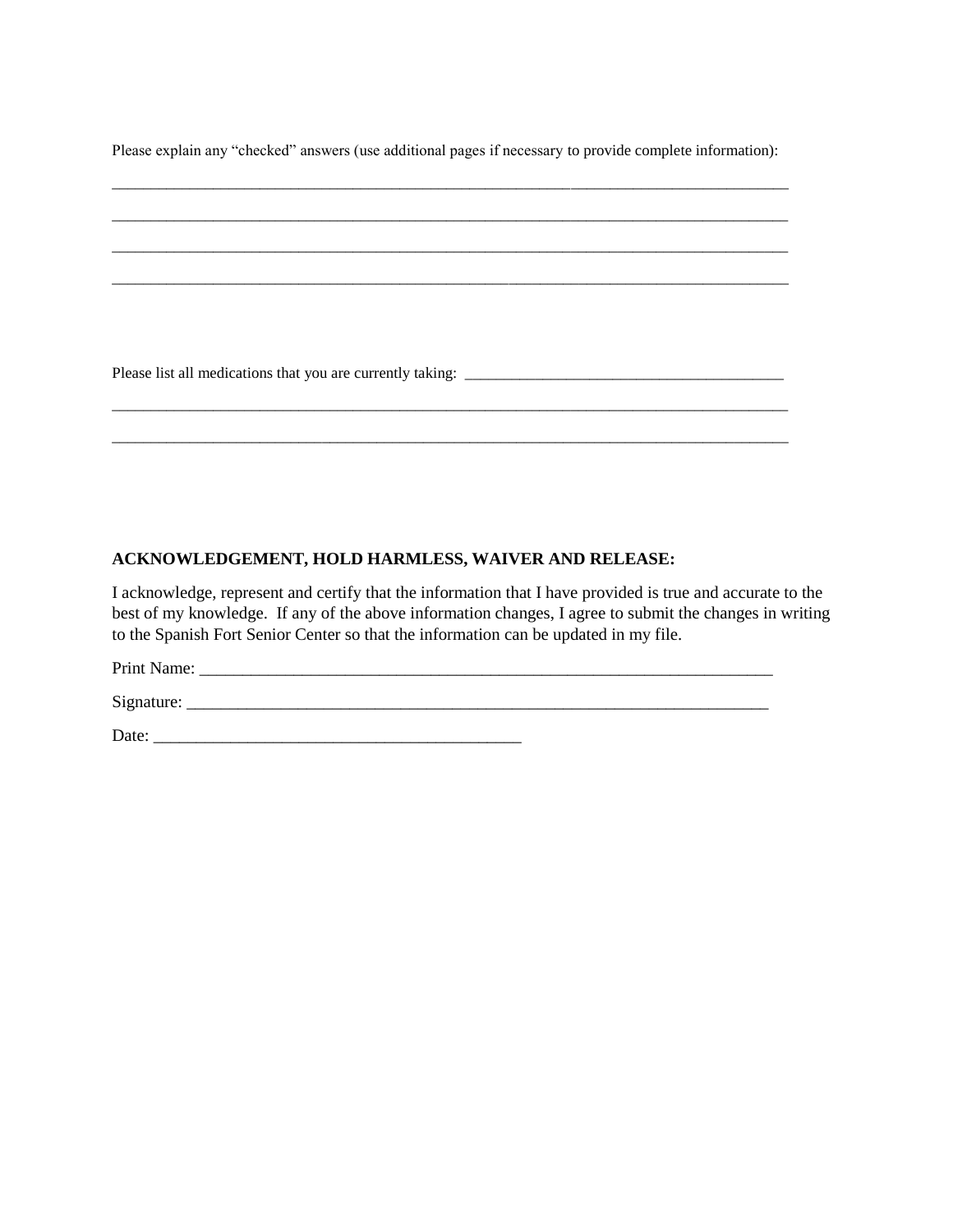Please explain any "checked" answers (use additional pages if necessary to provide complete information):

_____________________________________________________________________________________

_____________________________________________________________________________________

_____________________________________________________________________________________

_____________________________________________________________________________________

Please list all medications that you are currently taking: ___________________________________________

_____________________________________________________________________________________

_____________________________________________________________________________________

**ACKNOWLEDGEMENT, HOLD HARMLESS, WAIVER AND RELEASE:**

I acknowledge, represent and certify that the information that I have provided is true and accurate to the best of my knowledge. If any of the above information changes, I agree to submit the changes in writing to the Spanish Fort Senior Center so that the information can be updated in my file.

Print Name: _____________________________________________________________________

Signature: ______________________________________________________________________

Date: ______________________________________________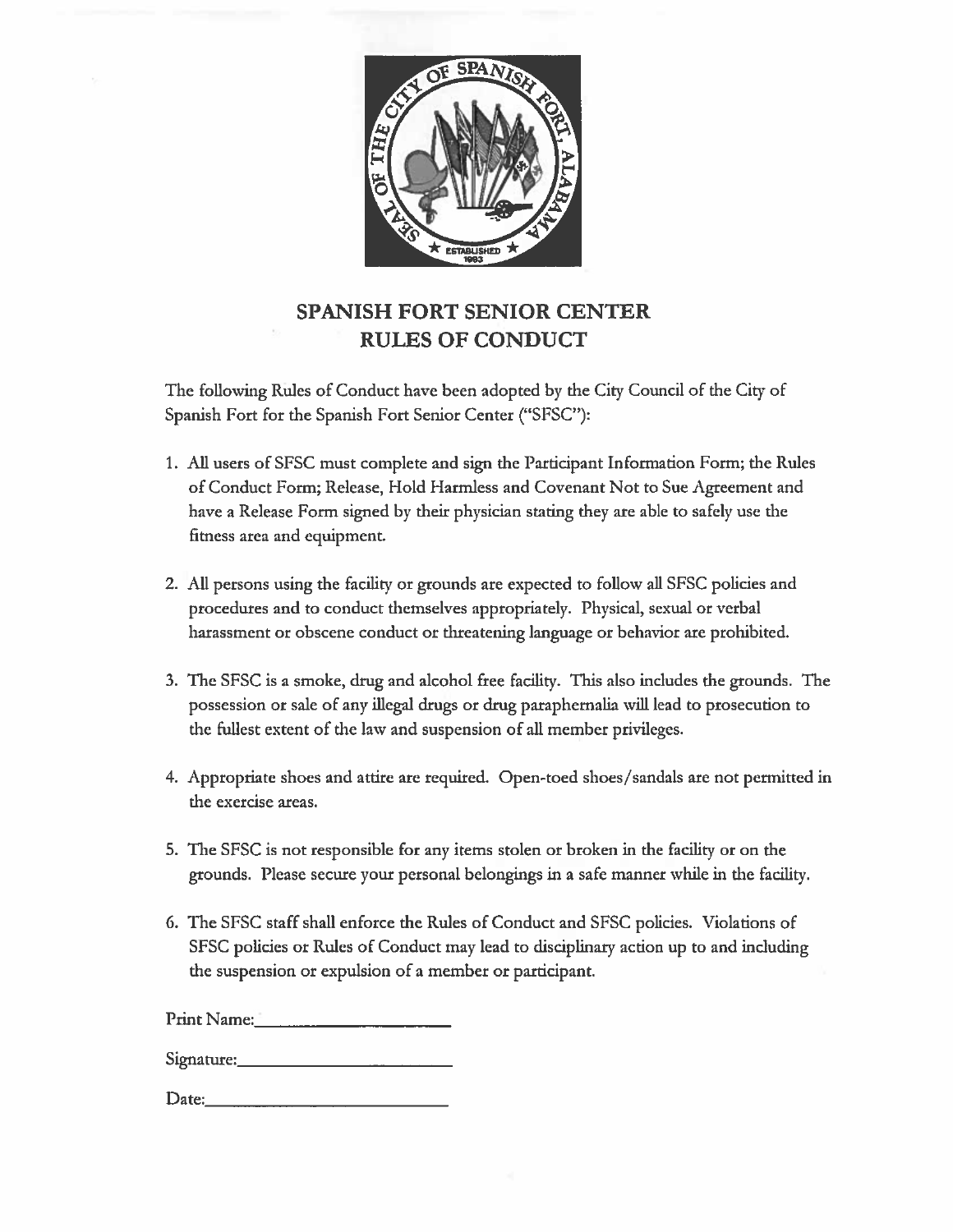# SPANISH FORT SENIOR CENTER
# RULES OF CONDUCT

The following Rules of Conduct have been adopted by the City Council of the City of Spanish Fort for the Spanish Fort Senior Center ("SFSC"):

1. All users of SFSC must complete and sign the Participant Information Form; the Rules of Conduct Form; Release, Hold Harmless and Covenant Not to Sue Agreement and have a Release Form signed by their physician stating they are able to safely use the fitness area and equipment.

2. All persons using the facility or grounds are expected to follow all SFSC policies and procedures and to conduct themselves appropriately. Physical, sexual or verbal harassment or obscene conduct or threatening language or behavior are prohibited.

3. The SFSC is a smoke, drug and alcohol free facility. This also includes the grounds. The possession or sale of any illegal drugs or drug paraphernalia will lead to prosecution to the fullest extent of the law and suspension of all member privileges.

4. Appropriate shoes and attire are required. Open-toed shoes/sandals are not permitted in the exercise areas.

5. The SFSC is not responsible for any items stolen or broken in the facility or on the grounds. Please secure your personal belongings in a safe manner while in the facility.

6. The SFSC staff shall enforce the Rules of Conduct and SFSC policies. Violations of SFSC policies or Rules of Conduct may lead to disciplinary action up to and including the suspension or expulsion of a member or participant.

Print Name:______________________

Signature:______________________

Date:______________________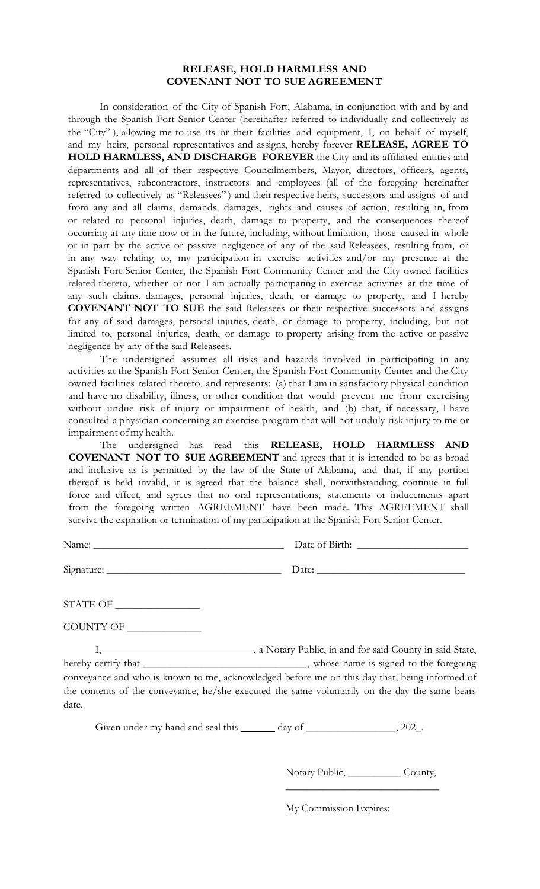**RELEASE, HOLD HARMLESS AND**
**COVENANT NOT TO SUE AGREEMENT**

In consideration of the City of Spanish Fort, Alabama, in conjunction with and by and through the Spanish Fort Senior Center (hereinafter referred to individually and collectively as the "City" ), allowing me to use its or their facilities and equipment, I, on behalf of myself, and my heirs, personal representatives and assigns, hereby forever **RELEASE, AGREE TO HOLD HARMLESS, AND DISCHARGE FOREVER** the City and its affiliated entities and departments and all of their respective Councilmembers, Mayor, directors, officers, agents, representatives, subcontractors, instructors and employees (all of the foregoing hereinafter referred to collectively as "Releasees" ) and their respective heirs, successors and assigns of and from any and all claims, demands, damages, rights and causes of action, resulting in, from or related to personal injuries, death, damage to property, and the consequences thereof occurring at any time now or in the future, including, without limitation, those caused in whole or in part by the active or passive negligence of any of the said Releasees, resulting from, or in any way relating to, my participation in exercise activities and/or my presence at the Spanish Fort Senior Center, the Spanish Fort Community Center and the City owned facilities related thereto, whether or not I am actually participating in exercise activities at the time of any such claims, damages, personal injuries, death, or damage to property, and I hereby **COVENANT NOT TO SUE** the said Releasees or their respective successors and assigns for any of said damages, personal injuries, death, or damage to property, including, but not limited to, personal injuries, death, or damage to property arising from the active or passive negligence by any of the said Releasees.

The undersigned assumes all risks and hazards involved in participating in any activities at the Spanish Fort Senior Center, the Spanish Fort Community Center and the City owned facilities related thereto, and represents: (a) that I am in satisfactory physical condition and have no disability, illness, or other condition that would prevent me from exercising without undue risk of injury or impairment of health, and (b) that, if necessary, I have consulted a physician concerning an exercise program that will not unduly risk injury to me or impairment of my health.

The undersigned has read this **RELEASE, HOLD HARMLESS AND COVENANT NOT TO SUE AGREEMENT** and agrees that it is intended to be as broad and inclusive as is permitted by the law of the State of Alabama, and that, if any portion thereof is held invalid, it is agreed that the balance shall, notwithstanding, continue in full force and effect, and agrees that no oral representations, statements or inducements apart from the foregoing written AGREEMENT have been made. This AGREEMENT shall survive the expiration or termination of my participation at the Spanish Fort Senior Center.

Name: ____________________________________ Date of Birth: ____________________

Signature: _________________________________ Date: ___________________________

STATE OF _______________

COUNTY OF _____________

I, ___________________________, a Notary Public, in and for said County in said State, hereby certify that _______________________________, whose name is signed to the foregoing conveyance and who is known to me, acknowledged before me on this day that, being informed of the contents of the conveyance, he/she executed the same voluntarily on the day the same bears date.

Given under my hand and seal this ______ day of ________________, 202_.

Notary Public, __________ County,

____________________________

My Commission Expires: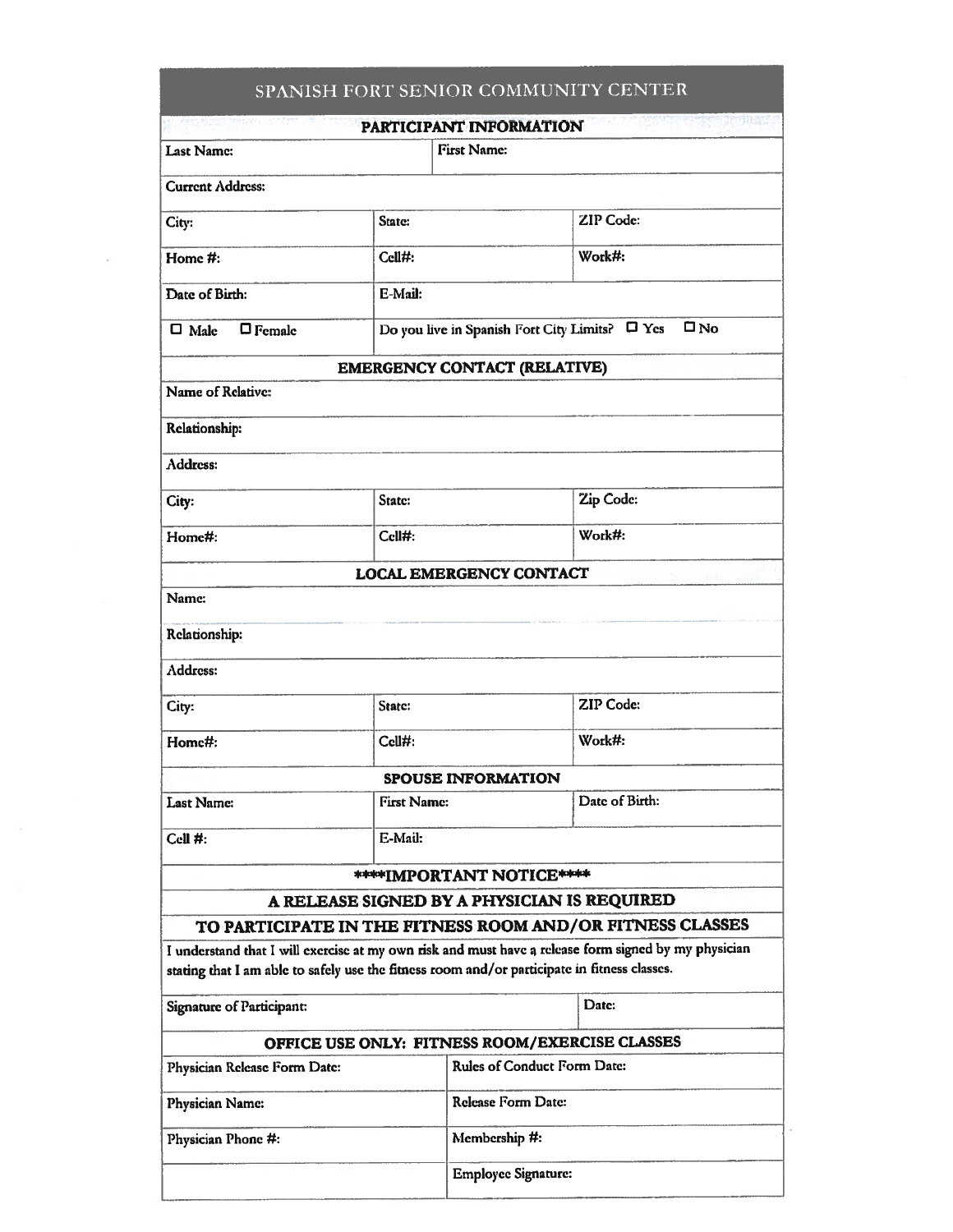# SPANISH FORT SENIOR COMMUNITY CENTER

## PARTICIPANT INFORMATION

| | | |
|---|---|---|
| Last Name: | First Name: | |
| Current Address: | | |
| City: | State: | ZIP Code: |
| Home #: | Cell#: | Work#: |
| Date of Birth: | E-Mail: | |
| ☐ Male ☐ Female | Do you live in Spanish Fort City Limits? ☐ Yes ☐ No | |

## EMERGENCY CONTACT (RELATIVE)

| | | |
|---|---|---|
| Name of Relative: | | |
| Relationship: | | |
| Address: | | |
| City: | State: | Zip Code: |
| Home#: | Cell#: | Work#: |

## LOCAL EMERGENCY CONTACT

| | | |
|---|---|---|
| Name: | | |
| Relationship: | | |
| Address: | | |
| City: | State: | ZIP Code: |
| Home#: | Cell#: | Work#: |

## SPOUSE INFORMATION

| | | |
|---|---|---|
| Last Name: | First Name: | Date of Birth: |
| Cell #: | E-Mail: | |

## ****IMPORTANT NOTICE****

## A RELEASE SIGNED BY A PHYSICIAN IS REQUIRED TO PARTICIPATE IN THE FITNESS ROOM AND/OR FITNESS CLASSES

I understand that I will exercise at my own risk and must have a release form signed by my physician stating that I am able to safely use the fitness room and/or participate in fitness classes.

| | |
|---|---|
| Signature of Participant: | Date: |

## OFFICE USE ONLY: FITNESS ROOM/EXERCISE CLASSES

| | |
|---|---|
| Physician Release Form Date: | Rules of Conduct Form Date: |
| Physician Name: | Release Form Date: |
| Physician Phone #: | Membership #: |
| | Employee Signature: |